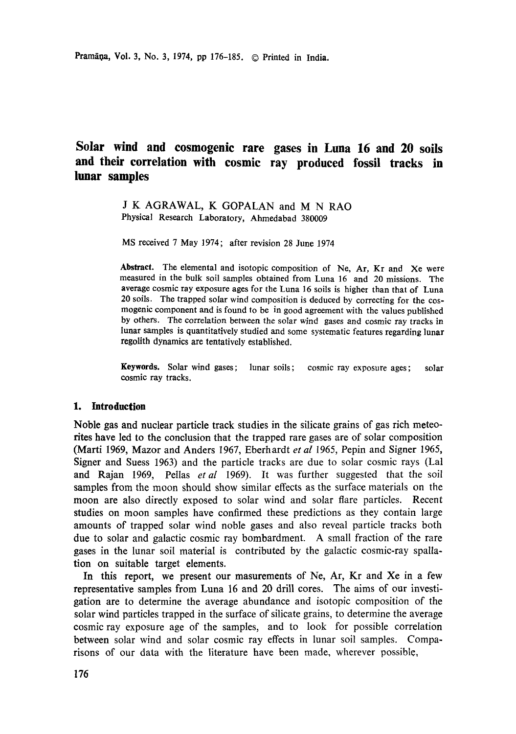# Solar wind and cosmogenic rare gases in Luna 16 and 20 soils and their correlation with cosmic ray produced fossil tracks in lunar samples

J K AGRAWAL, K GOPALAN and M N RAO
Physical Research Laboratory, Ahmedabad 380009

MS received 7 May 1974; after revision 28 June 1974

**Abstract.** The elemental and isotopic composition of Ne, Ar, Kr and Xe were measured in the bulk soil samples obtained from Luna 16 and 20 missions. The average cosmic ray exposure ages for the Luna 16 soils is higher than that of Luna 20 soils. The trapped solar wind composition is deduced by correcting for the cosmogenic component and is found to be in good agreement with the values published by others. The correlation between the solar wind gases and cosmic ray tracks in lunar samples is quantitatively studied and some systematic features regarding lunar regolith dynamics are tentatively established.

**Keywords.** Solar wind gases; lunar soils; cosmic ray exposure ages; solar cosmic ray tracks.

## 1. Introduction

Noble gas and nuclear particle track studies in the silicate grains of gas rich meteorites have led to the conclusion that the trapped rare gases are of solar composition (Marti 1969, Mazor and Anders 1967, Eberhardt *et al* 1965, Pepin and Signer 1965, Signer and Suess 1963) and the particle tracks are due to solar cosmic rays (Lal and Rajan 1969, Pellas *et al* 1969). It was further suggested that the soil samples from the moon should show similar effects as the surface materials on the moon are also directly exposed to solar wind and solar flare particles. Recent studies on moon samples have confirmed these predictions as they contain large amounts of trapped solar wind noble gases and also reveal particle tracks both due to solar and galactic cosmic ray bombardment. A small fraction of the rare gases in the lunar soil material is contributed by the galactic cosmic-ray spallation on suitable target elements.

In this report, we present our masurements of Ne, Ar, Kr and Xe in a few representative samples from Luna 16 and 20 drill cores. The aims of our investigation are to determine the average abundance and isotopic composition of the solar wind particles trapped in the surface of silicate grains, to determine the average cosmic ray exposure age of the samples, and to look for possible correlation between solar wind and solar cosmic ray effects in lunar soil samples. Comparisons of our data with the literature have been made, wherever possible,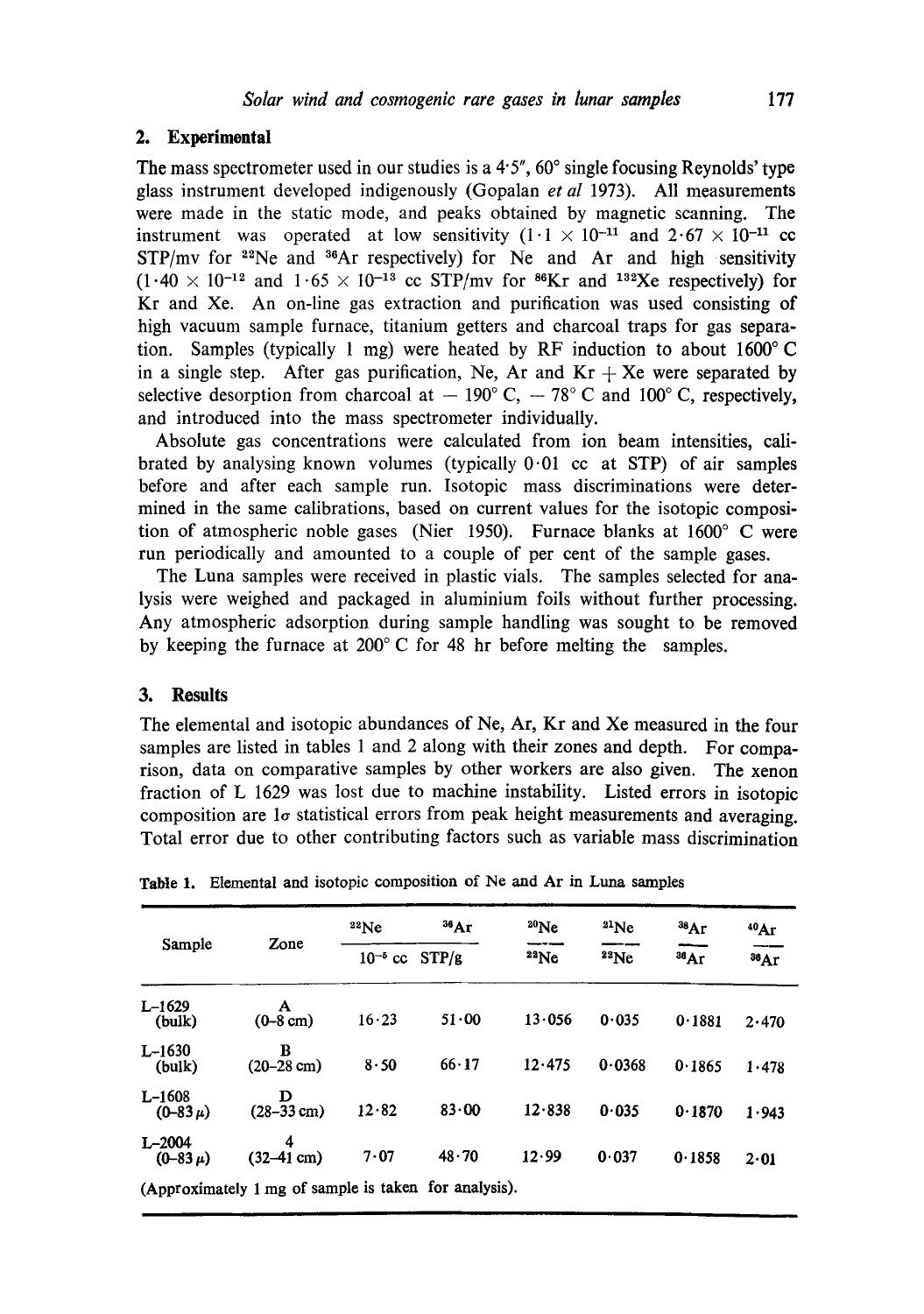## 2. Experimental

The mass spectrometer used in our studies is a 4·5″, 60° single focusing Reynolds' type glass instrument developed indigenously (Gopalan *et al* 1973). All measurements were made in the static mode, and peaks obtained by magnetic scanning. The instrument was operated at low sensitivity ($1\cdot1 \times 10^{-11}$ and $2\cdot67 \times 10^{-11}$ cc STP/mv for $^{22}$Ne and $^{36}$Ar respectively) for Ne and Ar and high sensitivity ($1\cdot40 \times 10^{-12}$ and $1\cdot65 \times 10^{-13}$ cc STP/mv for $^{86}$Kr and $^{132}$Xe respectively) for Kr and Xe. An on-line gas extraction and purification was used consisting of high vacuum sample furnace, titanium getters and charcoal traps for gas separation. Samples (typically 1 mg) were heated by RF induction to about 1600° C in a single step. After gas purification, Ne, Ar and Kr + Xe were separated by selective desorption from charcoal at − 190° C, − 78° C and 100° C, respectively, and introduced into the mass spectrometer individually.

Absolute gas concentrations were calculated from ion beam intensities, calibrated by analysing known volumes (typically 0·01 cc at STP) of air samples before and after each sample run. Isotopic mass discriminations were determined in the same calibrations, based on current values for the isotopic composition of atmospheric noble gases (Nier 1950). Furnace blanks at 1600° C were run periodically and amounted to a couple of per cent of the sample gases.

The Luna samples were received in plastic vials. The samples selected for analysis were weighed and packaged in aluminium foils without further processing. Any atmospheric adsorption during sample handling was sought to be removed by keeping the furnace at 200° C for 48 hr before melting the samples.

## 3. Results

The elemental and isotopic abundances of Ne, Ar, Kr and Xe measured in the four samples are listed in tables 1 and 2 along with their zones and depth. For comparison, data on comparative samples by other workers are also given. The xenon fraction of L 1629 was lost due to machine instability. Listed errors in isotopic composition are 1σ statistical errors from peak height measurements and averaging. Total error due to other contributing factors such as variable mass discrimination

**Table 1.** Elemental and isotopic composition of Ne and Ar in Luna samples

| Sample | Zone | $^{22}$Ne | $^{36}$Ar | $^{20}$Ne/$^{22}$Ne | $^{21}$Ne/$^{22}$Ne | $^{38}$Ar/$^{36}$Ar | $^{40}$Ar/$^{36}$Ar |
|---|---|---|---|---|---|---|---|
| | | $10^{-5}$ cc | STP/g | | | | |
| L–1629 (bulk) | A (0–8 cm) | 16·23 | 51·00 | 13·056 | 0·035 | 0·1881 | 2·470 |
| L–1630 (bulk) | B (20–28 cm) | 8·50 | 66·17 | 12·475 | 0·0368 | 0·1865 | 1·478 |
| L–1608 (0–83 μ) | D (28–33 cm) | 12·82 | 83·00 | 12·838 | 0·035 | 0·1870 | 1·943 |
| L–2004 (0–83 μ) | 4 (32–41 cm) | 7·07 | 48·70 | 12·99 | 0·037 | 0·1858 | 2·01 |

(Approximately 1 mg of sample is taken for analysis).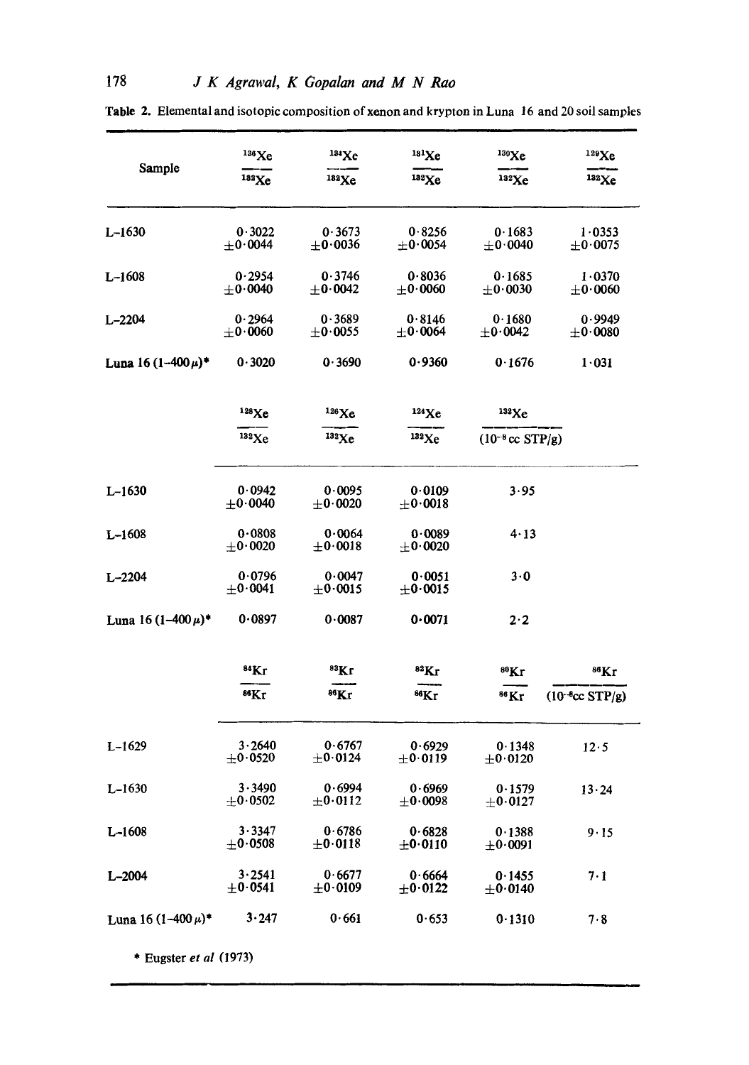**Table 2.** Elemental and isotopic composition of xenon and krypton in Luna 16 and 20 soil samples

| Sample | $^{136}Xe/^{132}Xe$ | $^{134}Xe/^{132}Xe$ | $^{131}Xe/^{132}Xe$ | $^{130}Xe/^{132}Xe$ | $^{129}Xe/^{132}Xe$ |
|---|---|---|---|---|---|
| L–1630 | 0·3022 ±0·0044 | 0·3673 ±0·0036 | 0·8256 ±0·0054 | 0·1683 ±0·0040 | 1·0353 ±0·0075 |
| L–1608 | 0·2954 ±0·0040 | 0·3746 ±0·0042 | 0·8036 ±0·0060 | 0·1685 ±0·0030 | 1·0370 ±0·0060 |
| L–2204 | 0·2964 ±0·0060 | 0·3689 ±0·0055 | 0·8146 ±0·0064 | 0·1680 ±0·0042 | 0·9949 ±0·0080 |
| Luna 16 (1–400 μ)* | 0·3020 | 0·3690 | 0·9360 | 0·1676 | 1·031 |
| | $^{128}Xe/^{132}Xe$ | $^{126}Xe/^{132}Xe$ | $^{124}Xe/^{132}Xe$ | $^{132}Xe$ ($10^{-8}$ cc STP/g) | |
| L–1630 | 0·0942 ±0·0040 | 0·0095 ±0·0020 | 0·0109 ±0·0018 | 3·95 | |
| L–1608 | 0·0808 ±0·0020 | 0·0064 ±0·0018 | 0·0089 ±0·0020 | 4·13 | |
| L–2204 | 0·0796 ±0·0041 | 0·0047 ±0·0015 | 0·0051 ±0·0015 | 3·0 | |
| Luna 16 (1–400 μ)* | 0·0897 | 0·0087 | 0·0071 | 2·2 | |
| | $^{84}Kr/^{86}Kr$ | $^{83}Kr/^{86}Kr$ | $^{82}Kr/^{86}Kr$ | $^{80}Kr/^{86}Kr$ | $^{86}Kr$ ($10^{-8}$cc STP/g) |
| L–1629 | 3·2640 ±0·0520 | 0·6767 ±0·0124 | 0·6929 ±0·0119 | 0·1348 ±0·0120 | 12·5 |
| L–1630 | 3·3490 ±0·0502 | 0·6994 ±0·0112 | 0·6969 ±0·0098 | 0·1579 ±0·0127 | 13·24 |
| L–1608 | 3·3347 ±0·0508 | 0·6786 ±0·0118 | 0·6828 ±0·0110 | 0·1388 ±0·0091 | 9·15 |
| L–2004 | 3·2541 ±0·0541 | 0·6677 ±0·0109 | 0·6664 ±0·0122 | 0·1455 ±0·0140 | 7·1 |
| Luna 16 (1–400 μ)* | 3·247 | 0·661 | 0·653 | 0·1310 | 7·8 |

\* Eugster *et al* (1973)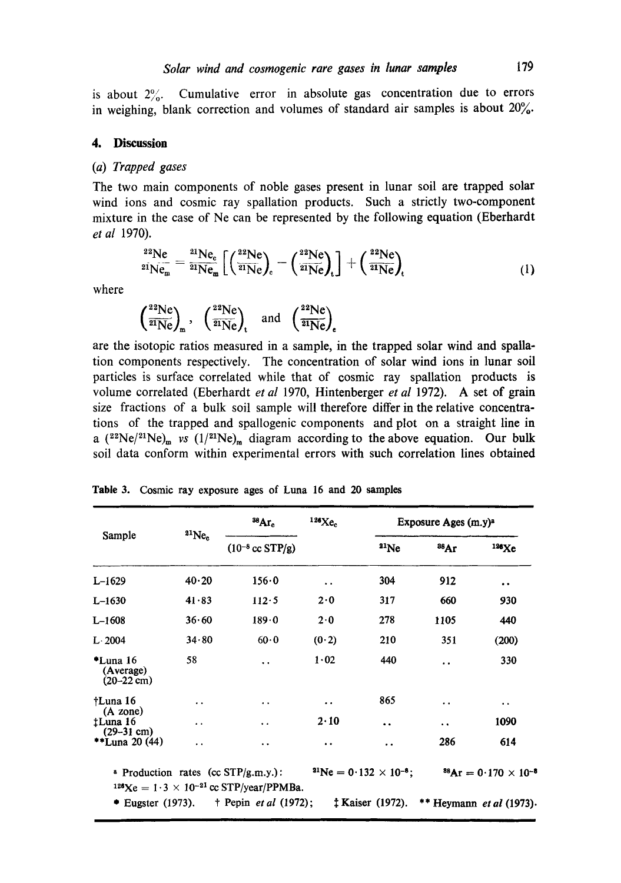is about 2%. Cumulative error in absolute gas concentration due to errors in weighing, blank correction and volumes of standard air samples is about 20%.

## 4. Discussion

### (a) *Trapped gases*

The two main components of noble gases present in lunar soil are trapped solar wind ions and cosmic ray spallation products. Such a strictly two-component mixture in the case of Ne can be represented by the following equation (Eberhardt *et al* 1970).

$$\frac{^{22}\mathrm{Ne}}{^{21}\mathrm{Ne}_m} = \frac{^{21}\mathrm{Ne}_c}{^{21}\mathrm{Ne}_m}\left[\left(\frac{^{22}\mathrm{Ne}}{^{21}\mathrm{Ne}}\right)_c - \left(\frac{^{22}\mathrm{Ne}}{^{21}\mathrm{Ne}}\right)_t\right] + \left(\frac{^{22}\mathrm{Ne}}{^{21}\mathrm{Ne}}\right)_t \tag{1}$$

where

$$\left(\frac{^{22}\mathrm{Ne}}{^{21}\mathrm{Ne}}\right)_m, \quad \left(\frac{^{22}\mathrm{Ne}}{^{21}\mathrm{Ne}}\right)_t \quad \text{and} \quad \left(\frac{^{22}\mathrm{Ne}}{^{21}\mathrm{Ne}}\right)_c$$

are the isotopic ratios measured in a sample, in the trapped solar wind and spallation components respectively. The concentration of solar wind ions in lunar soil particles is surface correlated while that of cosmic ray spallation products is volume correlated (Eberhardt *et al* 1970, Hintenberger *et al* 1972). A set of grain size fractions of a bulk soil sample will therefore differ in the relative concentrations of the trapped and spallogenic components and plot on a straight line in a $(^{22}\mathrm{Ne}/^{21}\mathrm{Ne})_m$ *vs* $(1/^{21}\mathrm{Ne})_m$ diagram according to the above equation. Our bulk soil data conform within experimental errors with such correlation lines obtained

**Table 3.** Cosmic ray exposure ages of Luna 16 and 20 samples

| Sample | $^{21}\mathrm{Ne}_c$ | $^{38}\mathrm{Ar}_c$ | $^{126}\mathrm{Xe}_c$ | Exposure Ages (m.y)[a] | | |
|---|---|---|---|---|---|---|
| | | ($10^{-8}$ cc STP/g) | | $^{21}\mathrm{Ne}$ | $^{38}\mathrm{Ar}$ | $^{126}\mathrm{Xe}$ |
| L-1629 | 40·20 | 156·0 | .. | 304 | 912 | .. |
| L-1630 | 41·83 | 112·5 | 2·0 | 317 | 660 | 930 |
| L-1608 | 36·60 | 189·0 | 2·0 | 278 | 1105 | 440 |
| L-2004 | 34·80 | 60·0 | (0·2) | 210 | 351 | (200) |
| *Luna 16 (Average) (20–22 cm) | 58 | .. | 1·02 | 440 | .. | 330 |
| †Luna 16 (A zone) | .. | .. | .. | 865 | .. | .. |
| ‡Luna 16 (29–31 cm) | .. | .. | 2·10 | .. | .. | 1090 |
| **Luna 20 (44) | .. | .. | .. | .. | 286 | 614 |

[a] Production rates (cc STP/g.m.y.): $^{21}\mathrm{Ne} = 0 \cdot 132 \times 10^{-8}$; $^{38}\mathrm{Ar} = 0 \cdot 170 \times 10^{-8}$ $^{126}\mathrm{Xe} = 1 \cdot 3 \times 10^{-21}$ cc STP/year/PPMBa.

* Eugster (1973). † Pepin *et al* (1972); ‡ Kaiser (1972). ** Heymann *et al* (1973).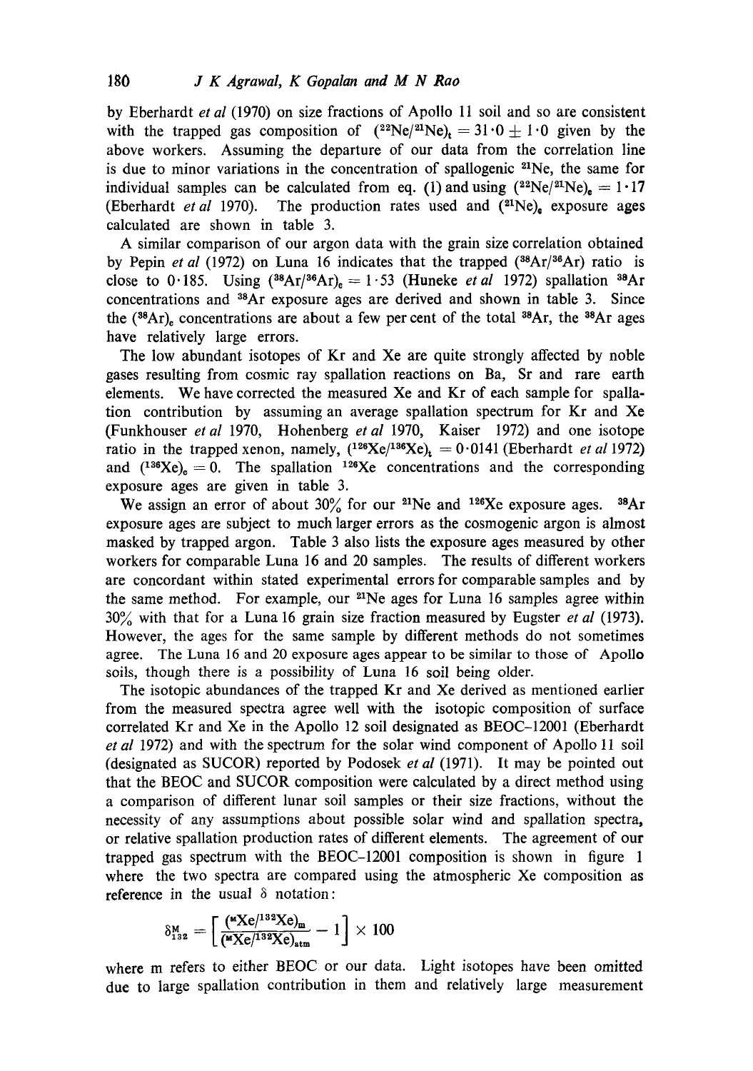by Eberhardt *et al* (1970) on size fractions of Apollo 11 soil and so are consistent with the trapped gas composition of $(^{22}\text{Ne}/^{21}\text{Ne})_t = 31\cdot0 \pm 1\cdot0$ given by the above workers. Assuming the departure of our data from the correlation line is due to minor variations in the concentration of spallogenic $^{21}$Ne, the same for individual samples can be calculated from eq. (1) and using $(^{22}\text{Ne}/^{21}\text{Ne})_c = 1\cdot17$ (Eberhardt *et al* 1970). The production rates used and $(^{21}\text{Ne})_c$ exposure ages calculated are shown in table 3.

A similar comparison of our argon data with the grain size correlation obtained by Pepin *et al* (1972) on Luna 16 indicates that the trapped $(^{38}\text{Ar}/^{36}\text{Ar})$ ratio is close to 0·185. Using $(^{38}\text{Ar}/^{36}\text{Ar})_c = 1\cdot53$ (Huneke *et al* 1972) spallation $^{38}$Ar concentrations and $^{38}$Ar exposure ages are derived and shown in table 3. Since the $(^{38}\text{Ar})_c$ concentrations are about a few per cent of the total $^{38}$Ar, the $^{38}$Ar ages have relatively large errors.

The low abundant isotopes of Kr and Xe are quite strongly affected by noble gases resulting from cosmic ray spallation reactions on Ba, Sr and rare earth elements. We have corrected the measured Xe and Kr of each sample for spallation contribution by assuming an average spallation spectrum for Kr and Xe (Funkhouser *et al* 1970, Hohenberg *et al* 1970, Kaiser 1972) and one isotope ratio in the trapped xenon, namely, $(^{126}\text{Xe}/^{136}\text{Xe})_t = 0\cdot0141$ (Eberhardt *et al* 1972) and $(^{136}\text{Xe})_c = 0$. The spallation $^{126}$Xe concentrations and the corresponding exposure ages are given in table 3.

We assign an error of about 30% for our $^{21}$Ne and $^{126}$Xe exposure ages. $^{38}$Ar exposure ages are subject to much larger errors as the cosmogenic argon is almost masked by trapped argon. Table 3 also lists the exposure ages measured by other workers for comparable Luna 16 and 20 samples. The results of different workers are concordant within stated experimental errors for comparable samples and by the same method. For example, our $^{21}$Ne ages for Luna 16 samples agree within 30% with that for a Luna 16 grain size fraction measured by Eugster *et al* (1973). However, the ages for the same sample by different methods do not sometimes agree. The Luna 16 and 20 exposure ages appear to be similar to those of Apollo soils, though there is a possibility of Luna 16 soil being older.

The isotopic abundances of the trapped Kr and Xe derived as mentioned earlier from the measured spectra agree well with the isotopic composition of surface correlated Kr and Xe in the Apollo 12 soil designated as BEOC–12001 (Eberhardt *et al* 1972) and with the spectrum for the solar wind component of Apollo 11 soil (designated as SUCOR) reported by Podosek *et al* (1971). It may be pointed out that the BEOC and SUCOR composition were calculated by a direct method using a comparison of different lunar soil samples or their size fractions, without the necessity of any assumptions about possible solar wind and spallation spectra, or relative spallation production rates of different elements. The agreement of our trapped gas spectrum with the BEOC–12001 composition is shown in figure 1 where the two spectra are compared using the atmospheric Xe composition as reference in the usual $\delta$ notation:

$$\delta^{M}_{132} = \left[\frac{(^{M}\text{Xe}/^{132}\text{Xe})_m}{(^{M}\text{Xe}/^{132}\text{Xe})_{atm}} - 1\right] \times 100$$

where m refers to either BEOC or our data. Light isotopes have been omitted due to large spallation contribution in them and relatively large measurement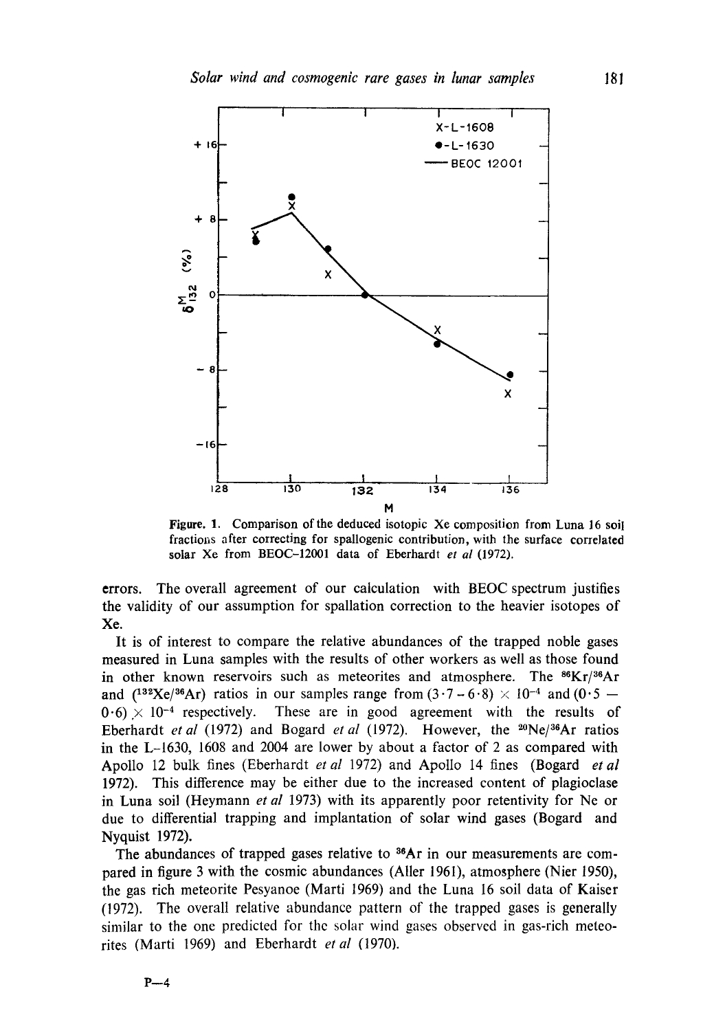Figure. 1. Comparison of the deduced isotopic Xe composition from Luna 16 soil fractions after correcting for spallogenic contribution, with the surface correlated solar Xe from BEOC–12001 data of Eberhardt *et al* (1972).

errors. The overall agreement of our calculation with BEOC spectrum justifies the validity of our assumption for spallation correction to the heavier isotopes of Xe.

It is of interest to compare the relative abundances of the trapped noble gases measured in Luna samples with the results of other workers as well as those found in other known reservoirs such as meteorites and atmosphere. The $^{86}Kr/^{36}Ar$ and ($^{132}Xe/^{36}Ar$) ratios in our samples range from $(3 \cdot 7 - 6 \cdot 8) \times 10^{-4}$ and $(0 \cdot 5 - 0 \cdot 6) \times 10^{-4}$ respectively. These are in good agreement with the results of Eberhardt *et al* (1972) and Bogard *et al* (1972). However, the $^{20}Ne/^{36}Ar$ ratios in the L–1630, 1608 and 2004 are lower by about a factor of 2 as compared with Apollo 12 bulk fines (Eberhardt *et al* 1972) and Apollo 14 fines (Bogard *et al* 1972). This difference may be either due to the increased content of plagioclase in Luna soil (Heymann *et al* 1973) with its apparently poor retentivity for Ne or due to differential trapping and implantation of solar wind gases (Bogard and Nyquist 1972).

The abundances of trapped gases relative to $^{36}Ar$ in our measurements are compared in figure 3 with the cosmic abundances (Aller 1961), atmosphere (Nier 1950), the gas rich meteorite Pesyanoe (Marti 1969) and the Luna 16 soil data of Kaiser (1972). The overall relative abundance pattern of the trapped gases is generally similar to the one predicted for the solar wind gases observed in gas-rich meteorites (Marti 1969) and Eberhardt *et al* (1970).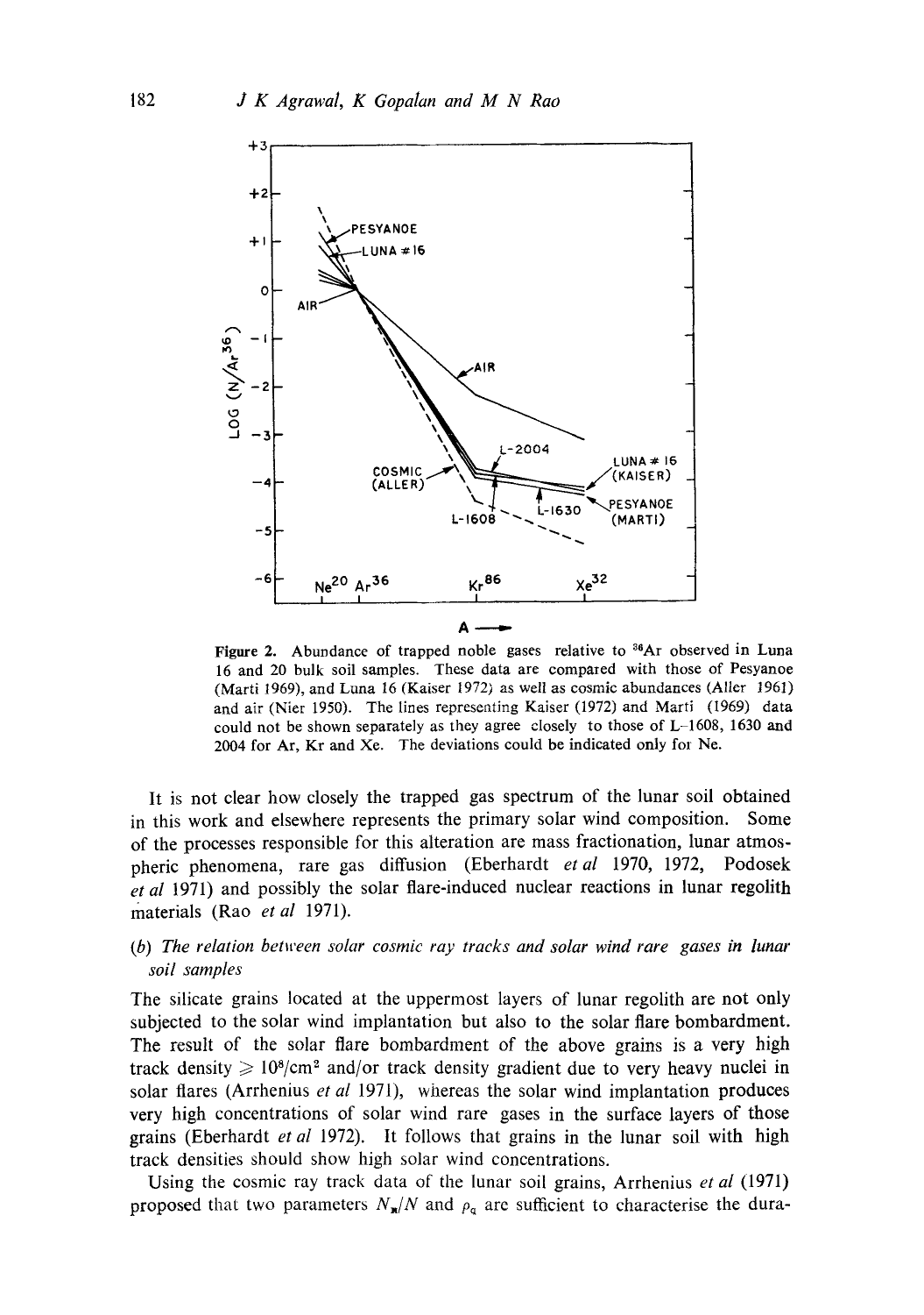Figure 2. Abundance of trapped noble gases relative to $^{36}$Ar observed in Luna 16 and 20 bulk soil samples. These data are compared with those of Pesyanoe (Marti 1969), and Luna 16 (Kaiser 1972) as well as cosmic abundances (Aller 1961) and air (Nier 1950). The lines representing Kaiser (1972) and Marti (1969) data could not be shown separately as they agree closely to those of L-1608, 1630 and 2004 for Ar, Kr and Xe. The deviations could be indicated only for Ne.

It is not clear how closely the trapped gas spectrum of the lunar soil obtained in this work and elsewhere represents the primary solar wind composition. Some of the processes responsible for this alteration are mass fractionation, lunar atmospheric phenomena, rare gas diffusion (Eberhardt *et al* 1970, 1972, Podosek *et al* 1971) and possibly the solar flare-induced nuclear reactions in lunar regolith materials (Rao *et al* 1971).

*(b) The relation between solar cosmic ray tracks and solar wind rare gases in lunar soil samples*

The silicate grains located at the uppermost layers of lunar regolith are not only subjected to the solar wind implantation but also to the solar flare bombardment. The result of the solar flare bombardment of the above grains is a very high track density $\geqslant 10^8/\text{cm}^2$ and/or track density gradient due to very heavy nuclei in solar flares (Arrhenius *et al* 1971), whereas the solar wind implantation produces very high concentrations of solar wind rare gases in the surface layers of those grains (Eberhardt *et al* 1972). It follows that grains in the lunar soil with high track densities should show high solar wind concentrations.

Using the cosmic ray track data of the lunar soil grains, Arrhenius *et al* (1971) proposed that two parameters $N_x/N$ and $\rho_q$ are sufficient to characterise the dura-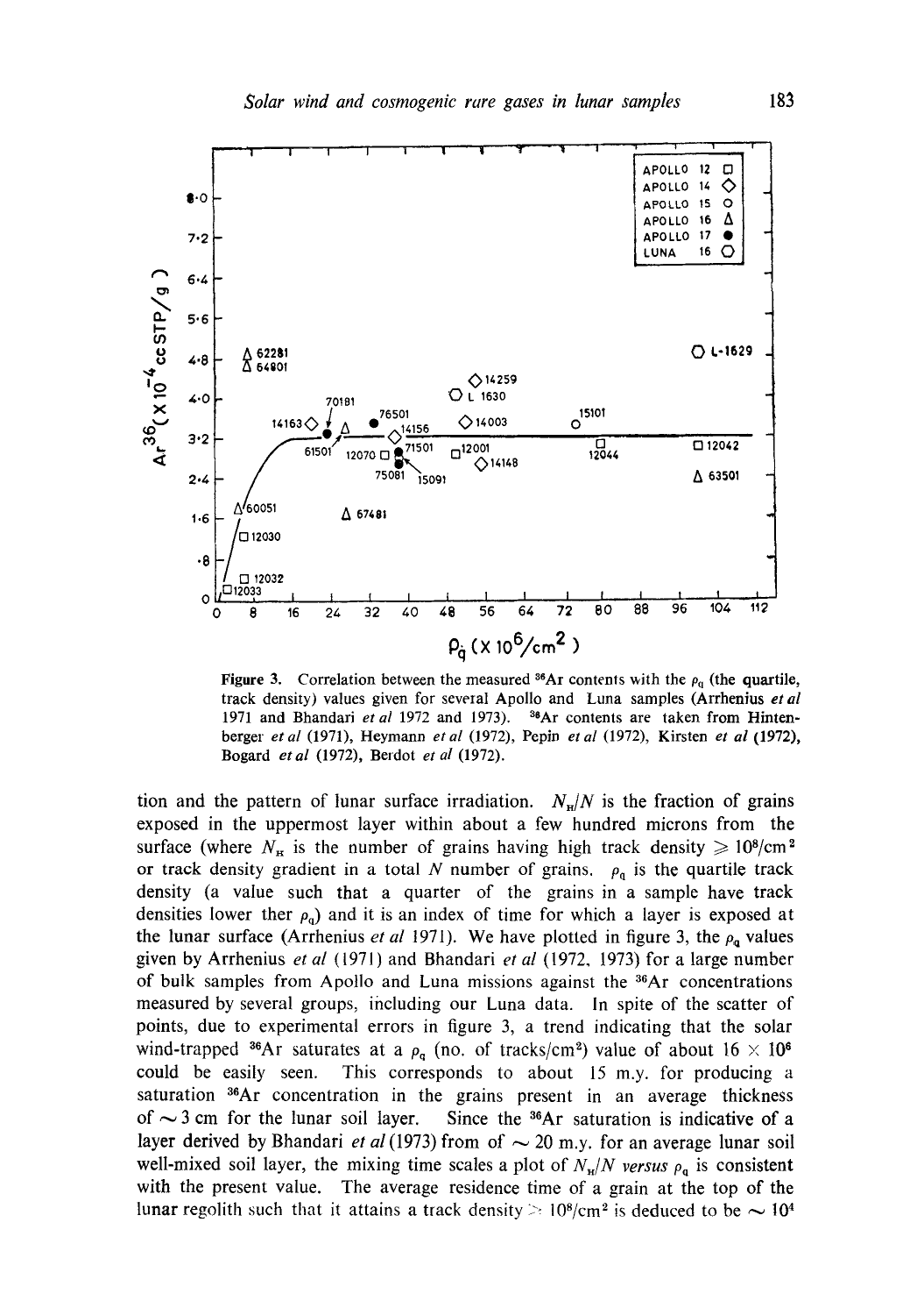**Figure 3.** Correlation between the measured $^{36}Ar$ contents with the $\rho_q$ (the quartile, track density) values given for several Apollo and Luna samples (Arrhenius *et al* 1971 and Bhandari *et al* 1972 and 1973). $^{36}Ar$ contents are taken from Hintenberger *et al* (1971), Heymann *et al* (1972), Pepin *et al* (1972), Kirsten *et al* (1972), Bogard *et al* (1972), Berdot *et al* (1972).

tion and the pattern of lunar surface irradiation. $N_H/N$ is the fraction of grains exposed in the uppermost layer within about a few hundred microns from the surface (where $N_H$ is the number of grains having high track density $\geqslant 10^8/cm^2$ or track density gradient in a total $N$ number of grains. $\rho_q$ is the quartile track density (a value such that a quarter of the grains in a sample have track densities lower ther $\rho_q$) and it is an index of time for which a layer is exposed at the lunar surface (Arrhenius *et al* 1971). We have plotted in figure 3, the $\rho_q$ values given by Arrhenius *et al* (1971) and Bhandari *et al* (1972, 1973) for a large number of bulk samples from Apollo and Luna missions against the $^{36}Ar$ concentrations measured by several groups, including our Luna data. In spite of the scatter of points, due to experimental errors in figure 3, a trend indicating that the solar wind-trapped $^{36}Ar$ saturates at a $\rho_q$ (no. of tracks/cm²) value of about $16 \times 10^6$ could be easily seen. This corresponds to about 15 m.y. for producing a saturation $^{36}Ar$ concentration in the grains present in an average thickness of $\sim 3$ cm for the lunar soil layer. Since the $^{36}Ar$ saturation is indicative of a layer derived by Bhandari *et al* (1973) from of $\sim 20$ m.y. for an average lunar soil well-mixed soil layer, the mixing time scales a plot of $N_H/N$ *versus* $\rho_q$ is consistent with the present value. The average residence time of a grain at the top of the lunar regolith such that it attains a track density $\geqslant 10^8/cm^2$ is deduced to be $\sim 10^4$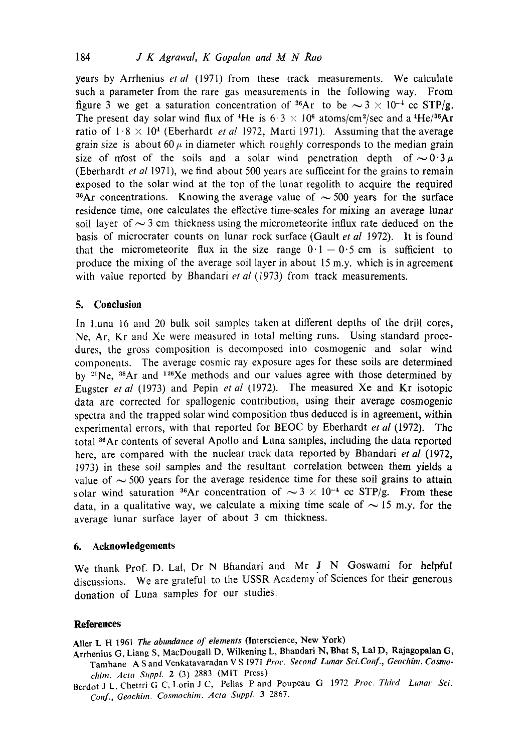years by Arrhenius *et al* (1971) from these track measurements. We calculate such a parameter from the rare gas measurements in the following way. From figure 3 we get a saturation concentration of $^{36}$Ar to be $\sim 3 \times 10^{-4}$ cc STP/g. The present day solar wind flux of $^{4}$He is $6 \cdot 3 \times 10^{6}$ atoms/cm$^{2}$/sec and a $^{4}$He/$^{36}$Ar ratio of $1 \cdot 8 \times 10^{4}$ (Eberhardt *et al* 1972, Marti 1971). Assuming that the average grain size is about 60 $\mu$ in diameter which roughly corresponds to the median grain size of most of the soils and a solar wind penetration depth of $\sim 0 \cdot 3\,\mu$ (Eberhardt *et al* 1971), we find about 500 years are sufficeint for the grains to remain exposed to the solar wind at the top of the lunar regolith to acquire the required $^{36}$Ar concentrations. Knowing the average value of $\sim 500$ years for the surface residence time, one calculates the effective time-scales for mixing an average lunar soil layer of $\sim 3$ cm thickness using the micrometeorite influx rate deduced on the basis of microcrater counts on lunar rock surface (Gault *et al* 1972). It is found that the micrometeorite flux in the size range $0 \cdot 1 - 0 \cdot 5$ cm is sufficient to produce the mixing of the average soil layer in about 15 m.y. which is in agreement with value reported by Bhandari *et al* (1973) from track measurements.

## 5. Conclusion

In Luna 16 and 20 bulk soil samples taken at different depths of the drill cores, Ne, Ar, Kr and Xe were measured in total melting runs. Using standard procedures, the gross composition is decomposed into cosmogenic and solar wind components. The average cosmic ray exposure ages for these soils are determined by $^{21}$Ne, $^{38}$Ar and $^{126}$Xe methods and our values agree with those determined by Eugster *et al* (1973) and Pepin *et al* (1972). The measured Xe and Kr isotopic data are corrected for spallogenic contribution, using their average cosmogenic spectra and the trapped solar wind composition thus deduced is in agreement, within experimental errors, with that reported for BEOC by Eberhardt *et al* (1972). The total $^{36}$Ar contents of several Apollo and Luna samples, including the data reported here, are compared with the nuclear track data reported by Bhandari *et al* (1972, 1973) in these soil samples and the resultant correlation between them yields a value of $\sim 500$ years for the average residence time for these soil grains to attain solar wind saturation $^{36}$Ar concentration of $\sim 3 \times 10^{-4}$ cc STP/g. From these data, in a qualitative way, we calculate a mixing time scale of $\sim 15$ m.y. for the average lunar surface layer of about 3 cm thickness.

## 6. Acknowledgements

We thank Prof. D. Lal, Dr N Bhandari and Mr J N Goswami for helpful discussions. We are grateful to the USSR Academy of Sciences for their generous donation of Luna samples for our studies.

## References

Aller L H 1961 *The abundance of elements* (Interscience, New York)

Arrhenius G, Liang S, MacDougall D, Wilkening L, Bhandari N, Bhat S, Lal D, Rajagopalan G, Tamhane A S and Venkatavaradan V S 1971 *Proc. Second Lunar Sci.Conf., Geochim. Cosmochim. Acta Suppl.* 2 (3) 2883 (MIT Press)

Berdot J L, Chettri G C, Lorin J C, Pellas P and Poupeau G 1972 *Proc. Third Lunar Sci. Conf., Geochim. Cosmochim. Acta Suppl.* 3 2867.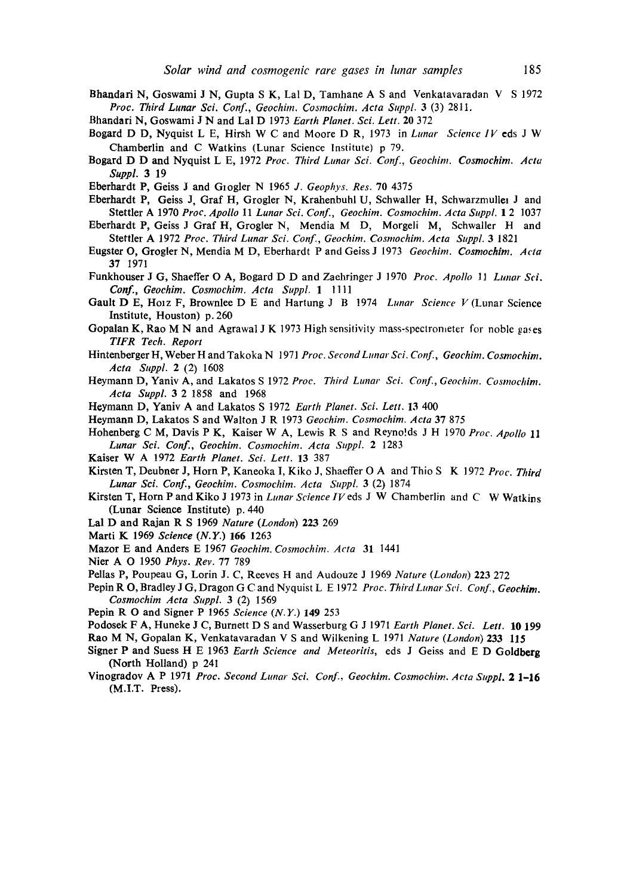Bhandari N, Goswami J N, Gupta S K, Lal D, Tamhane A S and Venkatavaradan V S 1972 *Proc. Third Lunar Sci. Conf., Geochim. Cosmochim. Acta Suppl.* 3 (3) 2811.

Bhandari N, Goswami J N and Lal D 1973 *Earth Planet. Sci. Lett.* **20** 372

Bogard D D, Nyquist L E, Hirsh W C and Moore D R, 1973 in *Lunar Science IV* eds J W Chamberlin and C Watkins (Lunar Science Institute) p 79.

Bogard D D and Nyquist L E, 1972 *Proc. Third Lunar Sci. Conf., Geochim. Cosmochim. Acta Suppl.* **3** 19

Eberhardt P, Geiss J and Grogler N 1965 *J. Geophys. Res.* **70** 4375

Eberhardt P, Geiss J, Graf H, Grogler N, Krahenbuhl U, Schwaller H, Schwarzmuller J and Stettler A 1970 *Proc. Apollo 11 Lunar Sci. Conf., Geochim. Cosmochim. Acta Suppl.* **1** 2 1037

Eberhardt P, Geiss J Graf H, Grogler N, Mendia M D, Morgeli M, Schwaller H and Stettler A 1972 *Proc. Third Lunar Sci. Conf., Geochim. Cosmochim. Acta Suppl.* **3** 1821

Eugster O, Grogler N, Mendia M D, Eberhardt P and Geiss J 1973 *Geochim. Cosmochim. Acta* **37** 1971

Funkhouser J G, Shaeffer O A, Bogard D D and Zaehringer J 1970 *Proc. Apollo 11 Lunar Sci. Conf., Geochim. Cosmochim. Acta Suppl.* **1** 1111

Gault D E, Horz F, Brownlee D E and Hartung J B 1974 *Lunar Science V* (Lunar Science Institute, Houston) p. 260

Gopalan K, Rao M N and Agrawal J K 1973 High sensitivity mass-spectrometer for noble gases *TIFR Tech. Report*

Hintenberger H, Weber H and Takoka N 1971 *Proc. Second Lunar Sci. Conf., Geochim. Cosmochim. Acta Suppl.* **2** (2) 1608

Heymann D, Yaniv A, and Lakatos S 1972 *Proc. Third Lunar Sci. Conf., Geochim. Cosmochim. Acta Suppl.* **3** 2 1858 and 1968

Heymann D, Yaniv A and Lakatos S 1972 *Earth Planet. Sci. Lett.* **13** 400

Heymann D, Lakatos S and Walton J R 1973 *Geochim. Cosmochim. Acta* **37** 875

Hohenberg C M, Davis P K, Kaiser W A, Lewis R S and Reynolds J H 1970 *Proc. Apollo 11 Lunar Sci. Conf., Geochim. Cosmochim. Acta Suppl.* **2** 1283

Kaiser W A 1972 *Earth Planet. Sci. Lett.* **13** 387

Kirsten T, Deubner J, Horn P, Kaneoka I, Kiko J, Shaeffer O A and Thio S K 1972 *Proc. Third Lunar Sci. Conf., Geochim. Cosmochim. Acta Suppl.* **3** (2) 1874

Kirsten T, Horn P and Kiko J 1973 in *Lunar Science IV* eds J W Chamberlin and C W Watkins (Lunar Science Institute) p. 440

Lal D and Rajan R S 1969 *Nature (London)* **223** 269

Marti K 1969 *Science (N.Y.)* **166** 1263

Mazor E and Anders E 1967 *Geochim. Cosmochim. Acta* **31** 1441

Nier A O 1950 *Phys. Rev.* **77** 789

Pellas P, Poupeau G, Lorin J. C, Reeves H and Audouze J 1969 *Nature (London)* **223** 272

Pepin R O, Bradley J G, Dragon G C and Nyquist L E 1972 *Proc. Third Lunar Sci. Conf., Geochim. Cosmochim Acta Suppl.* **3** (2) 1569

Pepin R O and Signer P 1965 *Science (N.Y.)* **149** 253

Podosek F A, Huneke J C, Burnett D S and Wasserburg G J 1971 *Earth Planet. Sci. Lett.* **10** 199

Rao M N, Gopalan K, Venkatavaradan V S and Wilkening L 1971 *Nature (London)* **233** 115

Signer P and Suess H E 1963 *Earth Science and Meteoritis*, eds J Geiss and E D Goldberg (North Holland) p 241

Vinogradov A P 1971 *Proc. Second Lunar Sci. Conf., Geochim. Cosmochim. Acta Suppl.* **2** 1–16 (M.I.T. Press).